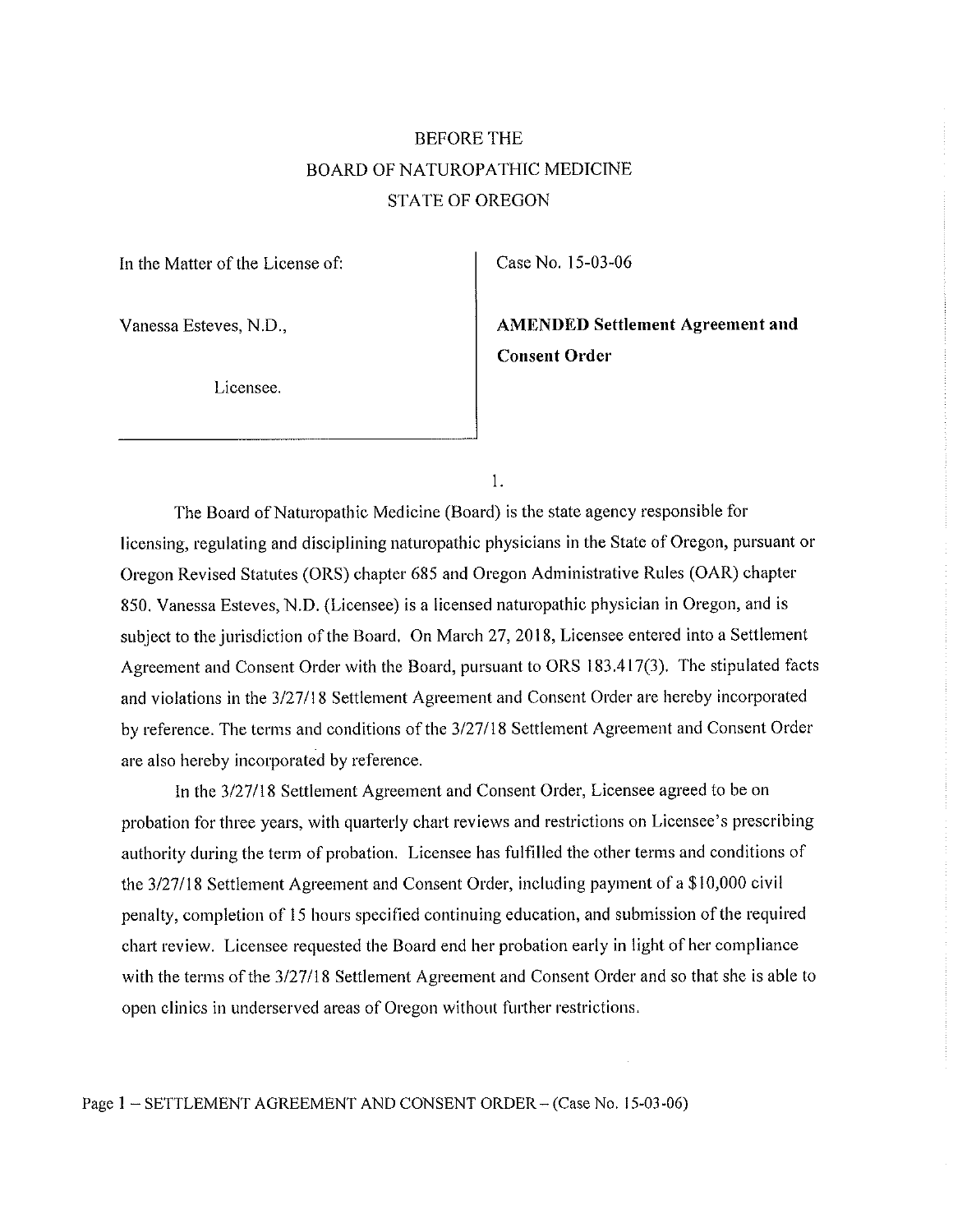BEFORE THE

BOARD OF NATUROPATHIC MEDICINE

STATE OF OREGON

| In the Matter of the License of: | Case No. 15-03-06 |
|---|---|
| Vanessa Esteves, N.D., | **AMENDED Settlement Agreement and Consent Order** |
| Licensee. | |

1.

The Board of Naturopathic Medicine (Board) is the state agency responsible for licensing, regulating and disciplining naturopathic physicians in the State of Oregon, pursuant or Oregon Revised Statutes (ORS) chapter 685 and Oregon Administrative Rules (OAR) chapter 850. Vanessa Esteves, N.D. (Licensee) is a licensed naturopathic physician in Oregon, and is subject to the jurisdiction of the Board. On March 27, 2018, Licensee entered into a Settlement Agreement and Consent Order with the Board, pursuant to ORS 183.417(3). The stipulated facts and violations in the 3/27/18 Settlement Agreement and Consent Order are hereby incorporated by reference. The terms and conditions of the 3/27/18 Settlement Agreement and Consent Order are also hereby incorporated by reference.

In the 3/27/18 Settlement Agreement and Consent Order, Licensee agreed to be on probation for three years, with quarterly chart reviews and restrictions on Licensee's prescribing authority during the term of probation. Licensee has fulfilled the other terms and conditions of the 3/27/18 Settlement Agreement and Consent Order, including payment of a $10,000 civil penalty, completion of 15 hours specified continuing education, and submission of the required chart review. Licensee requested the Board end her probation early in light of her compliance with the terms of the 3/27/18 Settlement Agreement and Consent Order and so that she is able to open clinics in underserved areas of Oregon without further restrictions.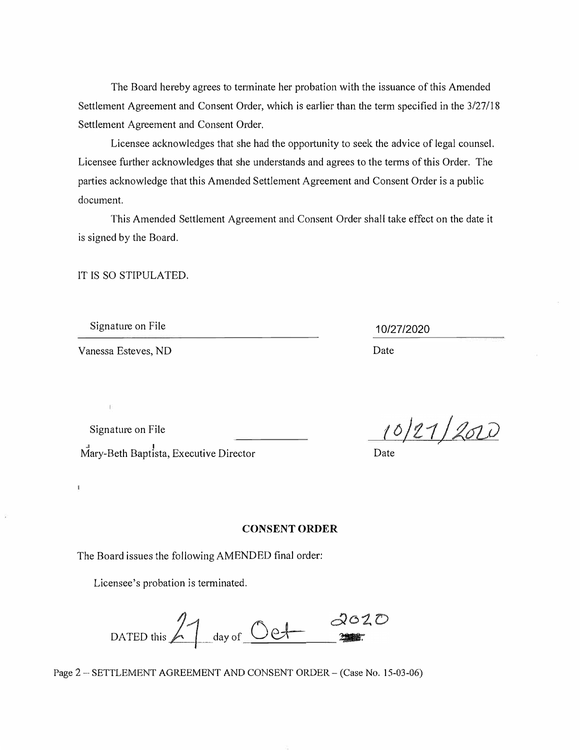The Board hereby agrees to terminate her probation with the issuance of this Amended Settlement Agreement and Consent Order, which is earlier than the term specified in the 3/27/18 Settlement Agreement and Consent Order.

Licensee acknowledges that she had the opportunity to seek the advice of legal counsel. Licensee further acknowledges that she understands and agrees to the terms of this Order. The parties acknowledge that this Amended Settlement Agreement and Consent Order is a public document.

This Amended Settlement Agreement and Consent Order shall take effect on the date it is signed by the Board.

IT IS SO STIPULATED.

Signature on File — 10/27/2020

Vanessa Esteves, ND — Date

Signature on File — 10/27/2020

Mary-Beth Baptista, Executive Director — Date

## CONSENT ORDER

The Board issues the following AMENDED final order:

Licensee's probation is terminated.

DATED this 27 day of Oct 2020.

Page 2 – SETTLEMENT AGREEMENT AND CONSENT ORDER – (Case No. 15-03-06)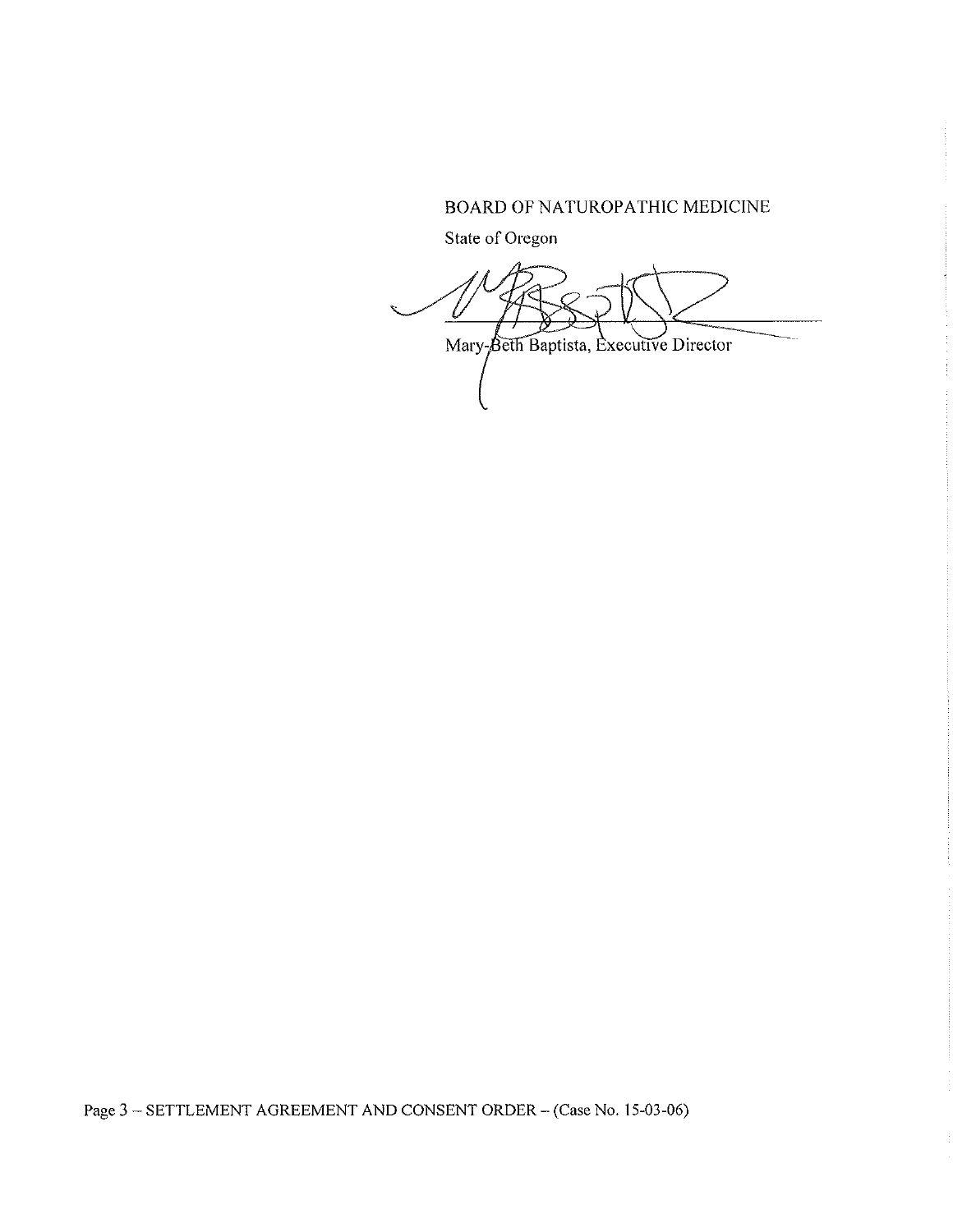BOARD OF NATUROPATHIC MEDICINE

State of Oregon

Mary-Beth Baptista, Executive Director